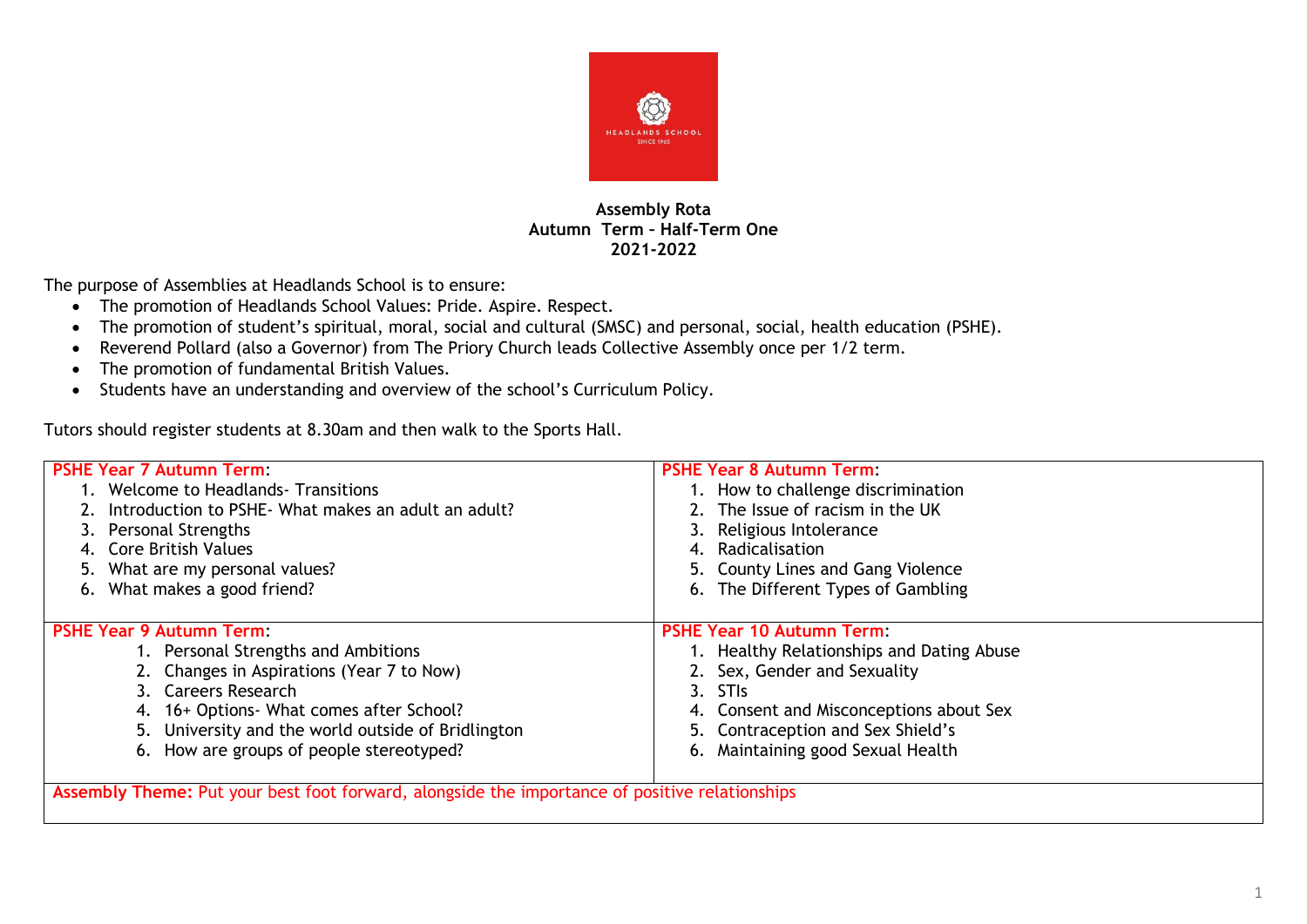**Assembly Rota**
**Autumn Term – Half-Term One**
**2021-2022**

The purpose of Assemblies at Headlands School is to ensure:

- The promotion of Headlands School Values: Pride. Aspire. Respect.
- The promotion of student's spiritual, moral, social and cultural (SMSC) and personal, social, health education (PSHE).
- Reverend Pollard (also a Governor) from The Priory Church leads Collective Assembly once per 1/2 term.
- The promotion of fundamental British Values.
- Students have an understanding and overview of the school's Curriculum Policy.

Tutors should register students at 8.30am and then walk to the Sports Hall.

| PSHE Year 7 Autumn Term: | PSHE Year 8 Autumn Term: |
|---|---|
| 1. Welcome to Headlands- Transitions<br>2. Introduction to PSHE- What makes an adult an adult?<br>3. Personal Strengths<br>4. Core British Values<br>5. What are my personal values?<br>6. What makes a good friend? | 1. How to challenge discrimination<br>2. The Issue of racism in the UK<br>3. Religious Intolerance<br>4. Radicalisation<br>5. County Lines and Gang Violence<br>6. The Different Types of Gambling |
| **PSHE Year 9 Autumn Term:** | **PSHE Year 10 Autumn Term:** |
| 1. Personal Strengths and Ambitions<br>2. Changes in Aspirations (Year 7 to Now)<br>3. Careers Research<br>4. 16+ Options- What comes after School?<br>5. University and the world outside of Bridlington<br>6. How are groups of people stereotyped? | 1. Healthy Relationships and Dating Abuse<br>2. Sex, Gender and Sexuality<br>3. STIs<br>4. Consent and Misconceptions about Sex<br>5. Contraception and Sex Shield's<br>6. Maintaining good Sexual Health |
| **Assembly Theme:** Put your best foot forward, alongside the importance of positive relationships | |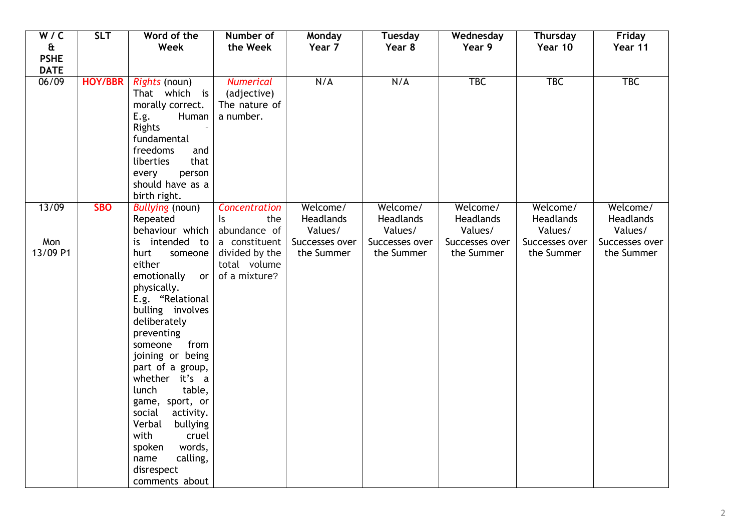| W / C & PSHE DATE | SLT | Word of the Week | Number of the Week | Monday Year 7 | Tuesday Year 8 | Wednesday Year 9 | Thursday Year 10 | Friday Year 11 |
|---|---|---|---|---|---|---|---|---|
| 06/09 | **HOY/BBR** | *Rights* (noun) That which is morally correct. E.g. Human Rights - fundamental freedoms and liberties that every person should have as a birth right. | *Numerical* (adjective) The nature of a number. | N/A | N/A | TBC | TBC | TBC |
| 13/09<br><br>Mon 13/09 P1 | **SBO** | *Bullying* (noun) Repeated behaviour which is intended to hurt someone either emotionally or physically. E.g. "Relational bulling involves deliberately preventing someone from joining or being part of a group, whether it's a lunch table, game, sport, or social activity. Verbal bullying with cruel spoken words, name calling, disrespect comments about | *Concentration* Is the abundance of a constituent divided by the total volume of a mixture? | Welcome/ Headlands Values/ Successes over the Summer | Welcome/ Headlands Values/ Successes over the Summer | Welcome/ Headlands Values/ Successes over the Summer | Welcome/ Headlands Values/ Successes over the Summer | Welcome/ Headlands Values/ Successes over the Summer |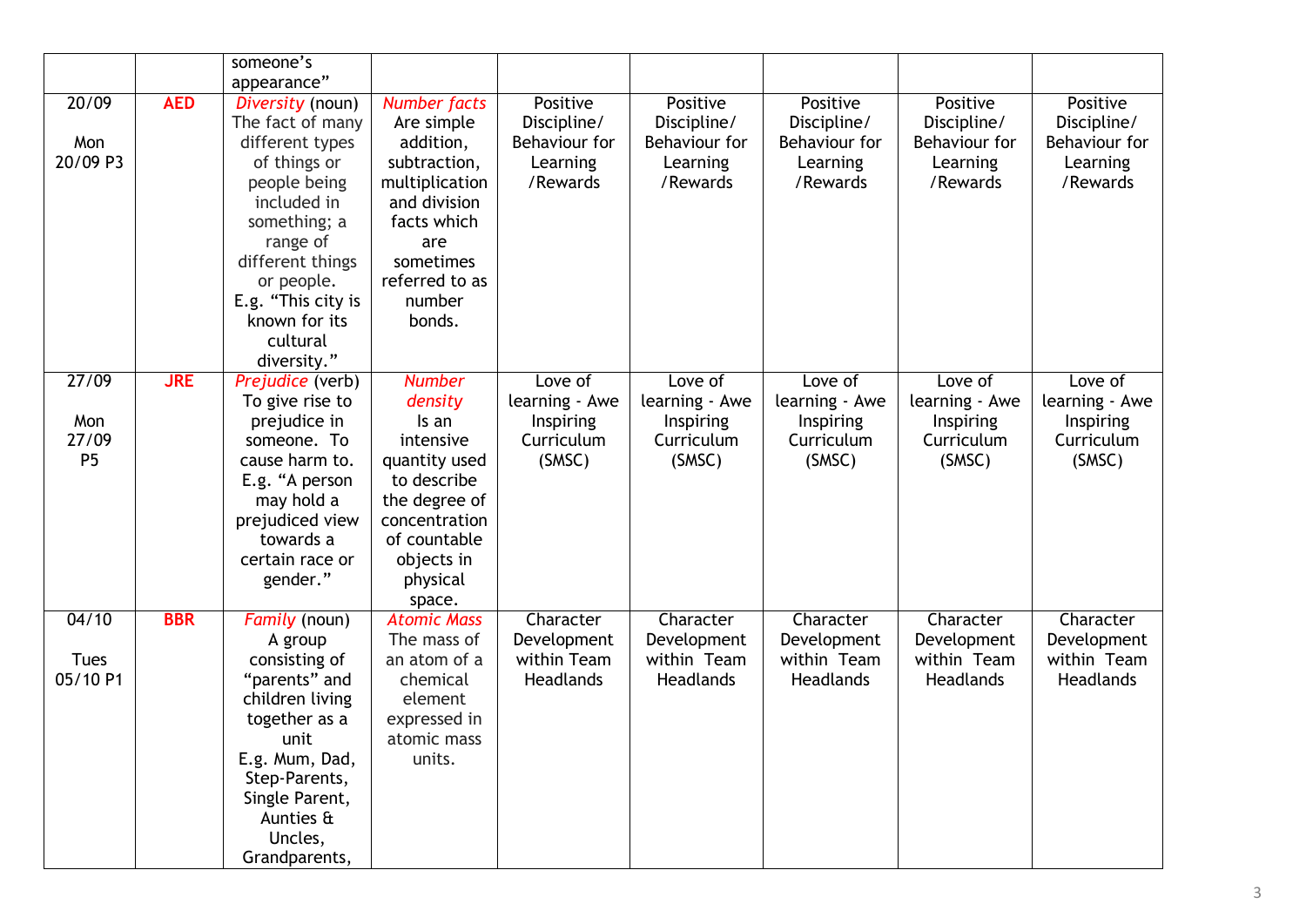| | | someone's appearance" | | | | | | |
|---|---|---|---|---|---|---|---|---|
| 20/09<br><br>Mon<br>20/09 P3 | **AED** | *Diversity* (noun)<br>The fact of many different types of things or people being included in something; a range of different things or people.<br>E.g. "This city is known for its cultural diversity." | *Number facts*<br>Are simple addition, subtraction, multiplication and division facts which are sometimes referred to as number bonds. | Positive Discipline/ Behaviour for Learning /Rewards | Positive Discipline/ Behaviour for Learning /Rewards | Positive Discipline/ Behaviour for Learning /Rewards | Positive Discipline/ Behaviour for Learning /Rewards | Positive Discipline/ Behaviour for Learning /Rewards |
| 27/09<br><br>Mon<br>27/09<br>P5 | **JRE** | *Prejudice* (verb)<br>To give rise to prejudice in someone. To cause harm to.<br>E.g. "A person may hold a prejudiced view towards a certain race or gender." | *Number density*<br>Is an intensive quantity used to describe the degree of concentration of countable objects in physical space. | Love of learning - Awe Inspiring Curriculum (SMSC) | Love of learning - Awe Inspiring Curriculum (SMSC) | Love of learning - Awe Inspiring Curriculum (SMSC) | Love of learning - Awe Inspiring Curriculum (SMSC) | Love of learning - Awe Inspiring Curriculum (SMSC) |
| 04/10<br><br>Tues<br>05/10 P1 | **BBR** | *Family* (noun)<br>A group consisting of "parents" and children living together as a unit<br>E.g. Mum, Dad, Step-Parents, Single Parent, Aunties & Uncles, Grandparents, | *Atomic Mass*<br>The mass of an atom of a chemical element expressed in atomic mass units. | Character Development within Team Headlands | Character Development within Team Headlands | Character Development within Team Headlands | Character Development within Team Headlands | Character Development within Team Headlands |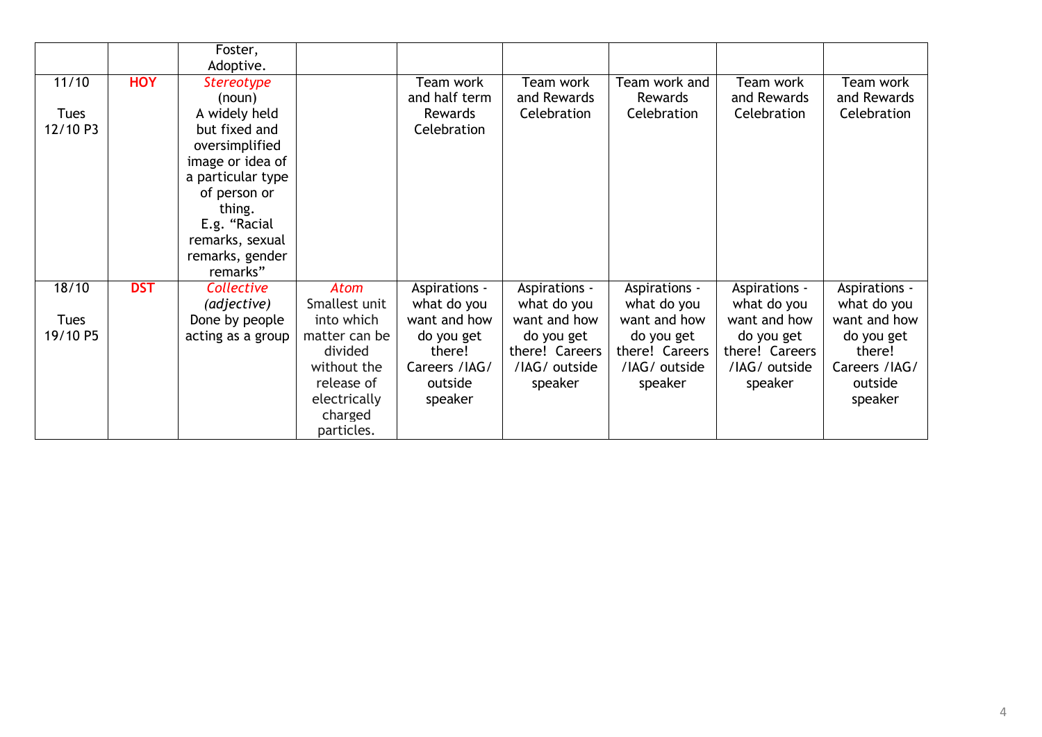| | | | | | | | | |
|---|---|---|---|---|---|---|---|---|
| | | Foster, Adoptive. | | | | | | |
| 11/10<br><br>Tues 12/10 P3 | **HOY** | *Stereotype* (noun) A widely held but fixed and oversimplified image or idea of a particular type of person or thing. E.g. "Racial remarks, sexual remarks, gender remarks" | | Team work and half term Rewards Celebration | Team work and Rewards Celebration | Team work and Rewards Celebration | Team work and Rewards Celebration | Team work and Rewards Celebration |
| 18/10<br><br>Tues 19/10 P5 | **DST** | *Collective* *(adjective)* Done by people acting as a group | *Atom* Smallest unit into which matter can be divided without the release of electrically charged particles. | Aspirations - what do you want and how do you get there! Careers /IAG/ outside speaker | Aspirations - what do you want and how do you get there! Careers /IAG/ outside speaker | Aspirations - what do you want and how do you get there! Careers /IAG/ outside speaker | Aspirations - what do you want and how do you get there! Careers /IAG/ outside speaker | Aspirations - what do you want and how do you get there! Careers /IAG/ outside speaker |